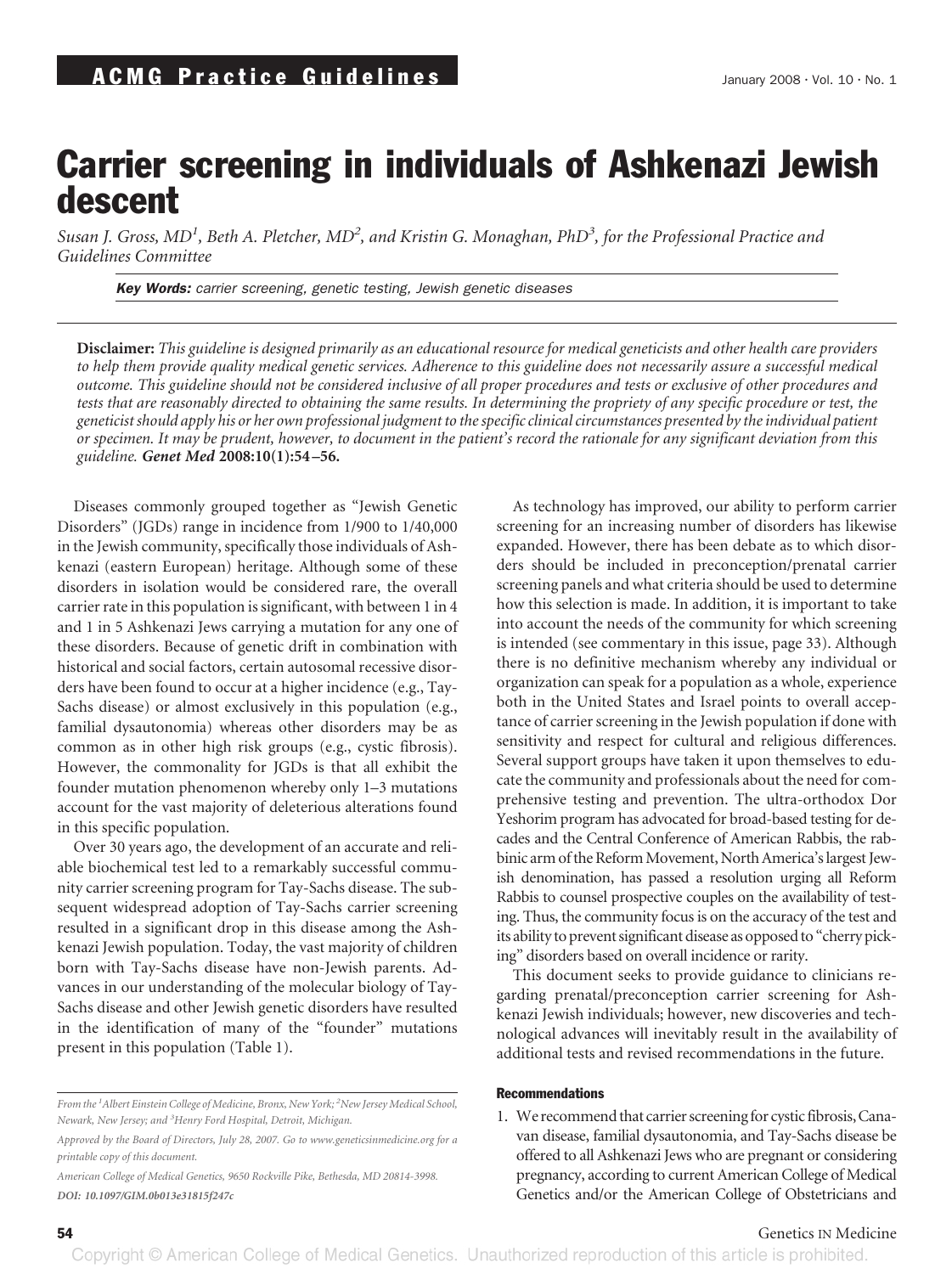ACMG Practice Guidelines

# Carrier screening in individuals of Ashkenazi Jewish descent

*Susan J. Gross, MD[1], Beth A. Pletcher, MD[2], and Kristin G. Monaghan, PhD[3], for the Professional Practice and Guidelines Committee*

***Key Words:** carrier screening, genetic testing, Jewish genetic diseases*

**Disclaimer:** *This guideline is designed primarily as an educational resource for medical geneticists and other health care providers to help them provide quality medical genetic services. Adherence to this guideline does not necessarily assure a successful medical outcome. This guideline should not be considered inclusive of all proper procedures and tests or exclusive of other procedures and tests that are reasonably directed to obtaining the same results. In determining the propriety of any specific procedure or test, the geneticist should apply his or her own professional judgment to the specific clinical circumstances presented by the individual patient or specimen. It may be prudent, however, to document in the patient's record the rationale for any significant deviation from this guideline.* ***Genet Med* 2008:10(1):54–56.**

Diseases commonly grouped together as "Jewish Genetic Disorders" (JGDs) range in incidence from 1/900 to 1/40,000 in the Jewish community, specifically those individuals of Ashkenazi (eastern European) heritage. Although some of these disorders in isolation would be considered rare, the overall carrier rate in this population is significant, with between 1 in 4 and 1 in 5 Ashkenazi Jews carrying a mutation for any one of these disorders. Because of genetic drift in combination with historical and social factors, certain autosomal recessive disorders have been found to occur at a higher incidence (e.g., Tay-Sachs disease) or almost exclusively in this population (e.g., familial dysautonomia) whereas other disorders may be as common as in other high risk groups (e.g., cystic fibrosis). However, the commonality for JGDs is that all exhibit the founder mutation phenomenon whereby only 1–3 mutations account for the vast majority of deleterious alterations found in this specific population.

Over 30 years ago, the development of an accurate and reliable biochemical test led to a remarkably successful community carrier screening program for Tay-Sachs disease. The subsequent widespread adoption of Tay-Sachs carrier screening resulted in a significant drop in this disease among the Ashkenazi Jewish population. Today, the vast majority of children born with Tay-Sachs disease have non-Jewish parents. Advances in our understanding of the molecular biology of Tay-Sachs disease and other Jewish genetic disorders have resulted in the identification of many of the "founder" mutations present in this population (Table 1).

As technology has improved, our ability to perform carrier screening for an increasing number of disorders has likewise expanded. However, there has been debate as to which disorders should be included in preconception/prenatal carrier screening panels and what criteria should be used to determine how this selection is made. In addition, it is important to take into account the needs of the community for which screening is intended (see commentary in this issue, page 33). Although there is no definitive mechanism whereby any individual or organization can speak for a population as a whole, experience both in the United States and Israel points to overall acceptance of carrier screening in the Jewish population if done with sensitivity and respect for cultural and religious differences. Several support groups have taken it upon themselves to educate the community and professionals about the need for comprehensive testing and prevention. The ultra-orthodox Dor Yeshorim program has advocated for broad-based testing for decades and the Central Conference of American Rabbis, the rabbinic arm of the Reform Movement, North America's largest Jewish denomination, has passed a resolution urging all Reform Rabbis to counsel prospective couples on the availability of testing. Thus, the community focus is on the accuracy of the test and its ability to prevent significant disease as opposed to "cherry picking" disorders based on overall incidence or rarity.

This document seeks to provide guidance to clinicians regarding prenatal/preconception carrier screening for Ashkenazi Jewish individuals; however, new discoveries and technological advances will inevitably result in the availability of additional tests and revised recommendations in the future.

#### Recommendations

1. We recommend that carrier screening for cystic fibrosis, Canavan disease, familial dysautonomia, and Tay-Sachs disease be offered to all Ashkenazi Jews who are pregnant or considering pregnancy, according to current American College of Medical Genetics and/or the American College of Obstetricians and

*From the [1]Albert Einstein College of Medicine, Bronx, New York; [2]New Jersey Medical School, Newark, New Jersey; and [3]Henry Ford Hospital, Detroit, Michigan.*

*Approved by the Board of Directors, July 28, 2007. Go to www.geneticsinmedicine.org for a printable copy of this document.*

*American College of Medical Genetics, 9650 Rockville Pike, Bethesda, MD 20814-3998.*

***DOI: 10.1097/GIM.0b013e31815f247c***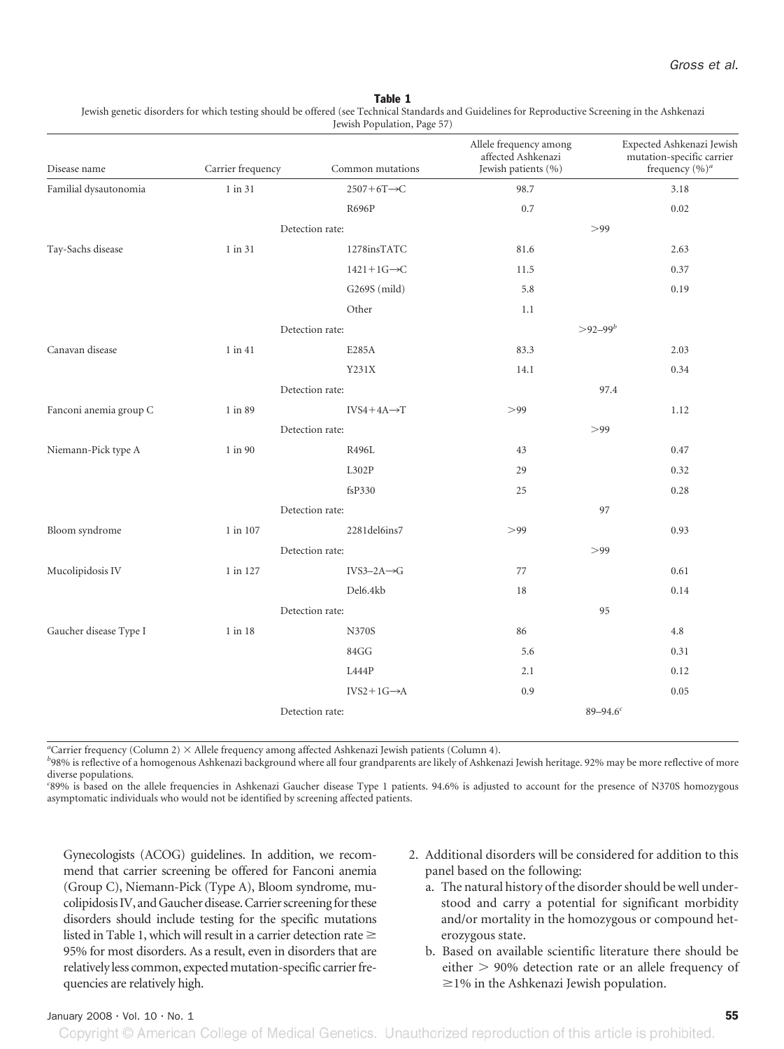**Table 1**

Jewish genetic disorders for which testing should be offered (see Technical Standards and Guidelines for Reproductive Screening in the Ashkenazi Jewish Population, Page 57)

| Disease name | Carrier frequency | Common mutations | Allele frequency among affected Ashkenazi Jewish patients (%) | Expected Ashkenazi Jewish mutation-specific carrier frequency (%)[a] |
|---|---|---|---|---|
| Familial dysautonomia | 1 in 31 | 2507+6T→C | 98.7 | 3.18 |
| | | R696P | 0.7 | 0.02 |
| | | Detection rate: | >99 | |
| Tay-Sachs disease | 1 in 31 | 1278insTATC | 81.6 | 2.63 |
| | | 1421+1G→C | 11.5 | 0.37 |
| | | G269S (mild) | 5.8 | 0.19 |
| | | Other | 1.1 | |
| | | Detection rate: | >92–99[b] | |
| Canavan disease | 1 in 41 | E285A | 83.3 | 2.03 |
| | | Y231X | 14.1 | 0.34 |
| | | Detection rate: | 97.4 | |
| Fanconi anemia group C | 1 in 89 | IVS4+4A→T | >99 | 1.12 |
| | | Detection rate: | >99 | |
| Niemann-Pick type A | 1 in 90 | R496L | 43 | 0.47 |
| | | L302P | 29 | 0.32 |
| | | fsP330 | 25 | 0.28 |
| | | Detection rate: | 97 | |
| Bloom syndrome | 1 in 107 | 2281del6ins7 | >99 | 0.93 |
| | | Detection rate: | >99 | |
| Mucolipidosis IV | 1 in 127 | IVS3–2A→G | 77 | 0.61 |
| | | Del6.4kb | 18 | 0.14 |
| | | Detection rate: | 95 | |
| Gaucher disease Type I | 1 in 18 | N370S | 86 | 4.8 |
| | | 84GG | 5.6 | 0.31 |
| | | L444P | 2.1 | 0.12 |
| | | IVS2+1G→A | 0.9 | 0.05 |
| | | Detection rate: | 89–94.6[c] | |

[a]Carrier frequency (Column 2) × Allele frequency among affected Ashkenazi Jewish patients (Column 4).

[b]98% is reflective of a homogenous Ashkenazi background where all four grandparents are likely of Ashkenazi Jewish heritage. 92% may be more reflective of more diverse populations.

[c]89% is based on the allele frequencies in Ashkenazi Gaucher disease Type 1 patients. 94.6% is adjusted to account for the presence of N370S homozygous asymptomatic individuals who would not be identified by screening affected patients.

Gynecologists (ACOG) guidelines. In addition, we recommend that carrier screening be offered for Fanconi anemia (Group C), Niemann-Pick (Type A), Bloom syndrome, mucolipidosis IV, and Gaucher disease. Carrier screening for these disorders should include testing for the specific mutations listed in Table 1, which will result in a carrier detection rate ≥ 95% for most disorders. As a result, even in disorders that are relatively less common, expected mutation-specific carrier frequencies are relatively high.

2. Additional disorders will be considered for addition to this panel based on the following:
   a. The natural history of the disorder should be well understood and carry a potential for significant morbidity and/or mortality in the homozygous or compound heterozygous state.
   b. Based on available scientific literature there should be either > 90% detection rate or an allele frequency of ≥1% in the Ashkenazi Jewish population.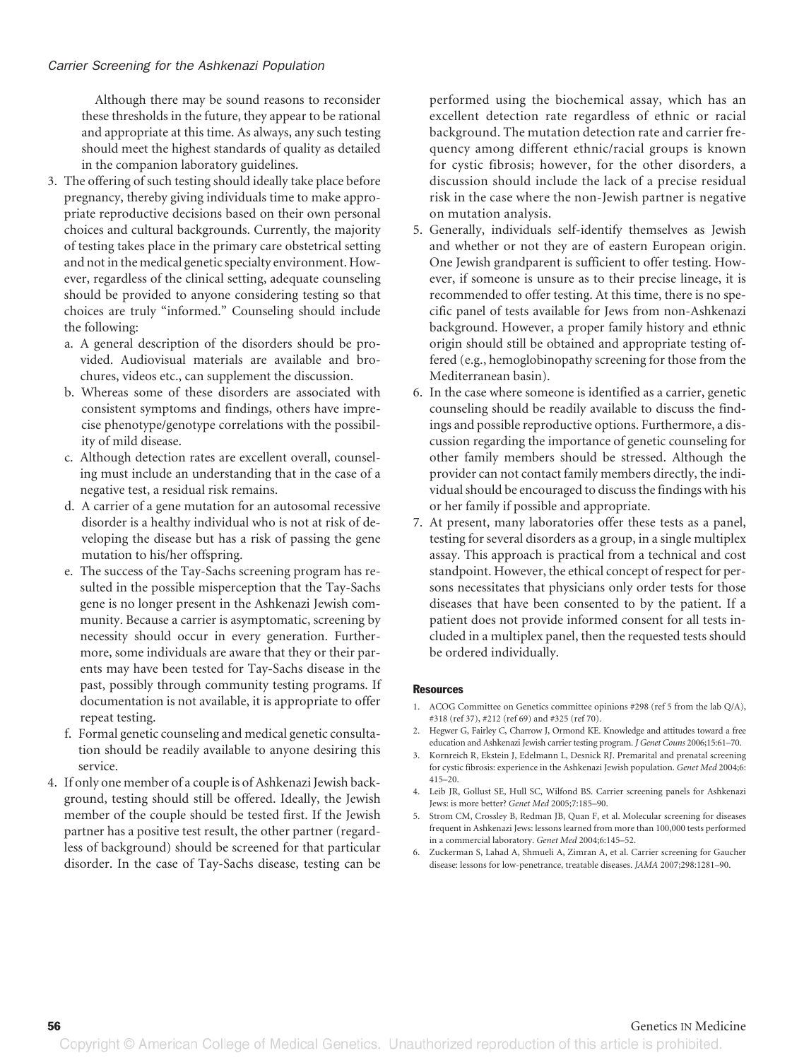Although there may be sound reasons to reconsider these thresholds in the future, they appear to be rational and appropriate at this time. As always, any such testing should meet the highest standards of quality as detailed in the companion laboratory guidelines.

3. The offering of such testing should ideally take place before pregnancy, thereby giving individuals time to make appropriate reproductive decisions based on their own personal choices and cultural backgrounds. Currently, the majority of testing takes place in the primary care obstetrical setting and not in the medical genetic specialty environment. However, regardless of the clinical setting, adequate counseling should be provided to anyone considering testing so that choices are truly "informed." Counseling should include the following:
   a. A general description of the disorders should be provided. Audiovisual materials are available and brochures, videos etc., can supplement the discussion.
   b. Whereas some of these disorders are associated with consistent symptoms and findings, others have imprecise phenotype/genotype correlations with the possibility of mild disease.
   c. Although detection rates are excellent overall, counseling must include an understanding that in the case of a negative test, a residual risk remains.
   d. A carrier of a gene mutation for an autosomal recessive disorder is a healthy individual who is not at risk of developing the disease but has a risk of passing the gene mutation to his/her offspring.
   e. The success of the Tay-Sachs screening program has resulted in the possible misperception that the Tay-Sachs gene is no longer present in the Ashkenazi Jewish community. Because a carrier is asymptomatic, screening by necessity should occur in every generation. Furthermore, some individuals are aware that they or their parents may have been tested for Tay-Sachs disease in the past, possibly through community testing programs. If documentation is not available, it is appropriate to offer repeat testing.
   f. Formal genetic counseling and medical genetic consultation should be readily available to anyone desiring this service.
4. If only one member of a couple is of Ashkenazi Jewish background, testing should still be offered. Ideally, the Jewish member of the couple should be tested first. If the Jewish partner has a positive test result, the other partner (regardless of background) should be screened for that particular disorder. In the case of Tay-Sachs disease, testing can be performed using the biochemical assay, which has an excellent detection rate regardless of ethnic or racial background. The mutation detection rate and carrier frequency among different ethnic/racial groups is known for cystic fibrosis; however, for the other disorders, a discussion should include the lack of a precise residual risk in the case where the non-Jewish partner is negative on mutation analysis.
5. Generally, individuals self-identify themselves as Jewish and whether or not they are of eastern European origin. One Jewish grandparent is sufficient to offer testing. However, if someone is unsure as to their precise lineage, it is recommended to offer testing. At this time, there is no specific panel of tests available for Jews from non-Ashkenazi background. However, a proper family history and ethnic origin should still be obtained and appropriate testing offered (e.g., hemoglobinopathy screening for those from the Mediterranean basin).
6. In the case where someone is identified as a carrier, genetic counseling should be readily available to discuss the findings and possible reproductive options. Furthermore, a discussion regarding the importance of genetic counseling for other family members should be stressed. Although the provider can not contact family members directly, the individual should be encouraged to discuss the findings with his or her family if possible and appropriate.
7. At present, many laboratories offer these tests as a panel, testing for several disorders as a group, in a single multiplex assay. This approach is practical from a technical and cost standpoint. However, the ethical concept of respect for persons necessitates that physicians only order tests for those diseases that have been consented to by the patient. If a patient does not provide informed consent for all tests included in a multiplex panel, then the requested tests should be ordered individually.

## Resources

1. ACOG Committee on Genetics committee opinions #298 (ref 5 from the lab Q/A), #318 (ref 37), #212 (ref 69) and #325 (ref 70).
2. Hegwer G, Fairley C, Charrow J, Ormond KE. Knowledge and attitudes toward a free education and Ashkenazi Jewish carrier testing program. *J Genet Couns* 2006;15:61–70.
3. Kornreich R, Ekstein J, Edelmann L, Desnick RJ. Premarital and prenatal screening for cystic fibrosis: experience in the Ashkenazi Jewish population. *Genet Med* 2004;6: 415–20.
4. Leib JR, Gollust SE, Hull SC, Wilfond BS. Carrier screening panels for Ashkenazi Jews: is more better? *Genet Med* 2005;7:185–90.
5. Strom CM, Crossley B, Redman JB, Quan F, et al. Molecular screening for diseases frequent in Ashkenazi Jews: lessons learned from more than 100,000 tests performed in a commercial laboratory. *Genet Med* 2004;6:145–52.
6. Zuckerman S, Lahad A, Shmueli A, Zimran A, et al. Carrier screening for Gaucher disease: lessons for low-penetrance, treatable diseases. *JAMA* 2007;298:1281–90.